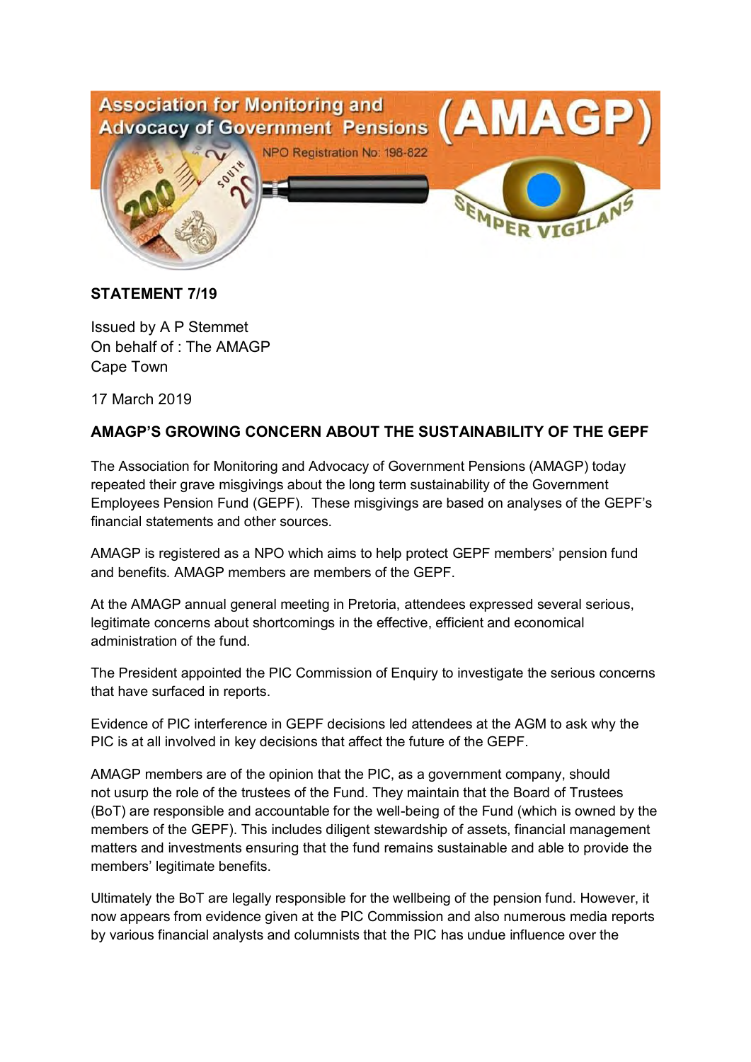Association for Monitoring and Advocacy of Government Pensions (AMAGP)

NPO Registration No: 198-822

SEMPER VIGILANS

**STATEMENT 7/19**

Issued by A P Stemmet
On behalf of : The AMAGP
Cape Town

17 March 2019

**AMAGP'S GROWING CONCERN ABOUT THE SUSTAINABILITY OF THE GEPF**

The Association for Monitoring and Advocacy of Government Pensions (AMAGP) today repeated their grave misgivings about the long term sustainability of the Government Employees Pension Fund (GEPF). These misgivings are based on analyses of the GEPF's financial statements and other sources.

AMAGP is registered as a NPO which aims to help protect GEPF members' pension fund and benefits. AMAGP members are members of the GEPF.

At the AMAGP annual general meeting in Pretoria, attendees expressed several serious, legitimate concerns about shortcomings in the effective, efficient and economical administration of the fund.

The President appointed the PIC Commission of Enquiry to investigate the serious concerns that have surfaced in reports.

Evidence of PIC interference in GEPF decisions led attendees at the AGM to ask why the PIC is at all involved in key decisions that affect the future of the GEPF.

AMAGP members are of the opinion that the PIC, as a government company, should not usurp the role of the trustees of the Fund. They maintain that the Board of Trustees (BoT) are responsible and accountable for the well-being of the Fund (which is owned by the members of the GEPF). This includes diligent stewardship of assets, financial management matters and investments ensuring that the fund remains sustainable and able to provide the members' legitimate benefits.

Ultimately the BoT are legally responsible for the wellbeing of the pension fund. However, it now appears from evidence given at the PIC Commission and also numerous media reports by various financial analysts and columnists that the PIC has undue influence over the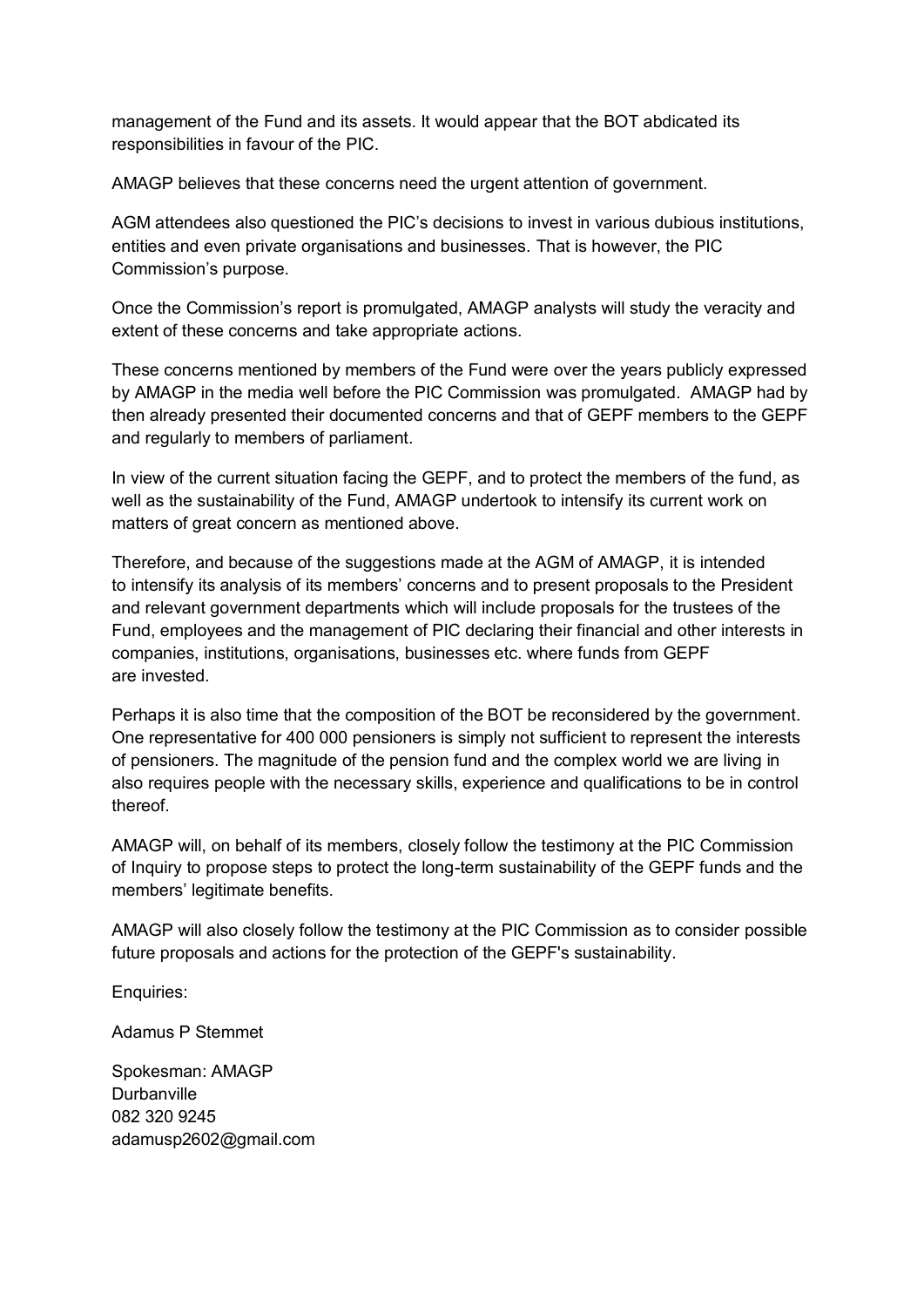management of the Fund and its assets. It would appear that the BOT abdicated its responsibilities in favour of the PIC.

AMAGP believes that these concerns need the urgent attention of government.

AGM attendees also questioned the PIC's decisions to invest in various dubious institutions, entities and even private organisations and businesses. That is however, the PIC Commission's purpose.

Once the Commission's report is promulgated, AMAGP analysts will study the veracity and extent of these concerns and take appropriate actions.

These concerns mentioned by members of the Fund were over the years publicly expressed by AMAGP in the media well before the PIC Commission was promulgated. AMAGP had by then already presented their documented concerns and that of GEPF members to the GEPF and regularly to members of parliament.

In view of the current situation facing the GEPF, and to protect the members of the fund, as well as the sustainability of the Fund, AMAGP undertook to intensify its current work on matters of great concern as mentioned above.

Therefore, and because of the suggestions made at the AGM of AMAGP, it is intended to intensify its analysis of its members' concerns and to present proposals to the President and relevant government departments which will include proposals for the trustees of the Fund, employees and the management of PIC declaring their financial and other interests in companies, institutions, organisations, businesses etc. where funds from GEPF are invested.

Perhaps it is also time that the composition of the BOT be reconsidered by the government. One representative for 400 000 pensioners is simply not sufficient to represent the interests of pensioners. The magnitude of the pension fund and the complex world we are living in also requires people with the necessary skills, experience and qualifications to be in control thereof.

AMAGP will, on behalf of its members, closely follow the testimony at the PIC Commission of Inquiry to propose steps to protect the long-term sustainability of the GEPF funds and the members' legitimate benefits.

AMAGP will also closely follow the testimony at the PIC Commission as to consider possible future proposals and actions for the protection of the GEPF's sustainability.

Enquiries:

Adamus P Stemmet

Spokesman: AMAGP
Durbanville
082 320 9245
adamusp2602@gmail.com